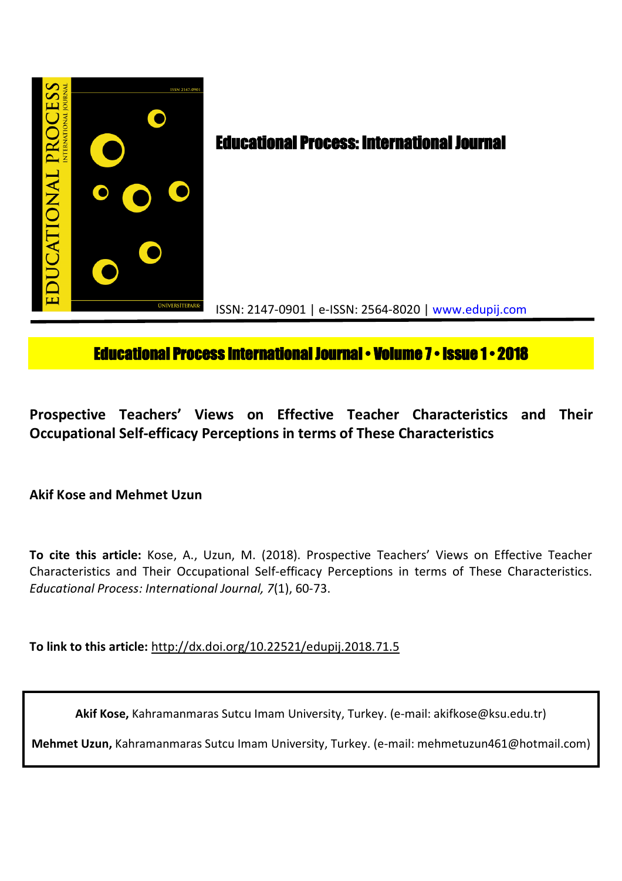# Educational Process: International Journal

ISSN: 2147-0901 | e-ISSN: 2564-8020 | www.edupij.com

**Educational Process International Journal • Volume 7 • Issue 1 • 2018**

## Prospective Teachers' Views on Effective Teacher Characteristics and Their Occupational Self-efficacy Perceptions in terms of These Characteristics

**Akif Kose and Mehmet Uzun**

**To cite this article:** Kose, A., Uzun, M. (2018). Prospective Teachers' Views on Effective Teacher Characteristics and Their Occupational Self-efficacy Perceptions in terms of These Characteristics. *Educational Process: International Journal, 7*(1), 60-73.

**To link to this article:** http://dx.doi.org/10.22521/edupij.2018.71.5

**Akif Kose,** Kahramanmaras Sutcu Imam University, Turkey. (e-mail: akifkose@ksu.edu.tr)

**Mehmet Uzun,** Kahramanmaras Sutcu Imam University, Turkey. (e-mail: mehmetuzun461@hotmail.com)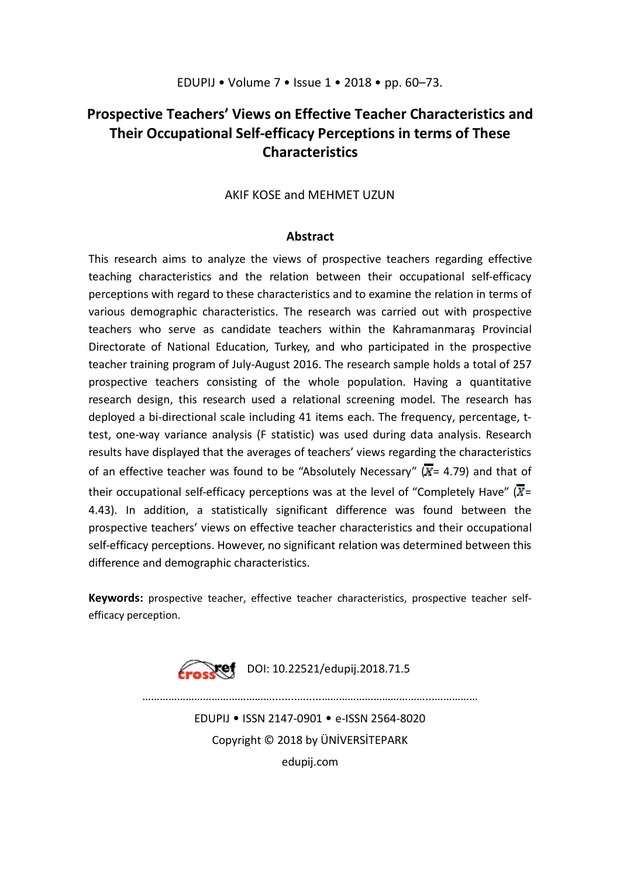# Prospective Teachers' Views on Effective Teacher Characteristics and Their Occupational Self-efficacy Perceptions in terms of These Characteristics

AKIF KOSE and MEHMET UZUN

## Abstract

This research aims to analyze the views of prospective teachers regarding effective teaching characteristics and the relation between their occupational self-efficacy perceptions with regard to these characteristics and to examine the relation in terms of various demographic characteristics. The research was carried out with prospective teachers who serve as candidate teachers within the Kahramanmaraş Provincial Directorate of National Education, Turkey, and who participated in the prospective teacher training program of July-August 2016. The research sample holds a total of 257 prospective teachers consisting of the whole population. Having a quantitative research design, this research used a relational screening model. The research has deployed a bi-directional scale including 41 items each. The frequency, percentage, t-test, one-way variance analysis (F statistic) was used during data analysis. Research results have displayed that the averages of teachers' views regarding the characteristics of an effective teacher was found to be "Absolutely Necessary" ($\bar{X}$= 4.79) and that of their occupational self-efficacy perceptions was at the level of "Completely Have" ($\bar{X}$= 4.43). In addition, a statistically significant difference was found between the prospective teachers' views on effective teacher characteristics and their occupational self-efficacy perceptions. However, no significant relation was determined between this difference and demographic characteristics.

**Keywords:** prospective teacher, effective teacher characteristics, prospective teacher self-efficacy perception.

DOI: 10.22521/edupij.2018.71.5

EDUPIJ • ISSN 2147-0901 • e-ISSN 2564-8020
Copyright © 2018 by ÜNİVERSİTEPARK
edupij.com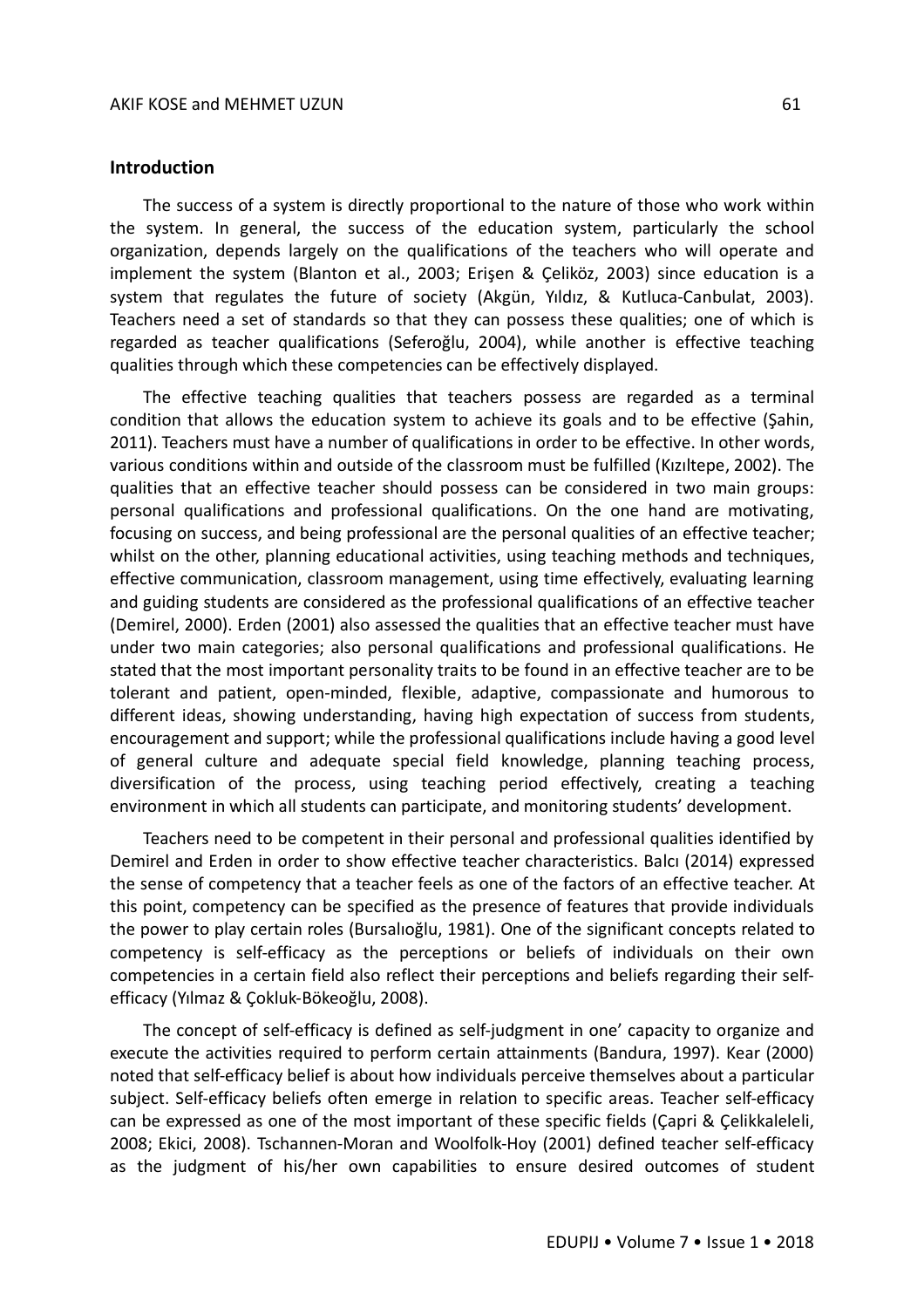## Introduction

The success of a system is directly proportional to the nature of those who work within the system. In general, the success of the education system, particularly the school organization, depends largely on the qualifications of the teachers who will operate and implement the system (Blanton et al., 2003; Erişen & Çeliköz, 2003) since education is a system that regulates the future of society (Akgün, Yıldız, & Kutluca-Canbulat, 2003). Teachers need a set of standards so that they can possess these qualities; one of which is regarded as teacher qualifications (Seferoğlu, 2004), while another is effective teaching qualities through which these competencies can be effectively displayed.

The effective teaching qualities that teachers possess are regarded as a terminal condition that allows the education system to achieve its goals and to be effective (Şahin, 2011). Teachers must have a number of qualifications in order to be effective. In other words, various conditions within and outside of the classroom must be fulfilled (Kızıltepe, 2002). The qualities that an effective teacher should possess can be considered in two main groups: personal qualifications and professional qualifications. On the one hand are motivating, focusing on success, and being professional are the personal qualities of an effective teacher; whilst on the other, planning educational activities, using teaching methods and techniques, effective communication, classroom management, using time effectively, evaluating learning and guiding students are considered as the professional qualifications of an effective teacher (Demirel, 2000). Erden (2001) also assessed the qualities that an effective teacher must have under two main categories; also personal qualifications and professional qualifications. He stated that the most important personality traits to be found in an effective teacher are to be tolerant and patient, open-minded, flexible, adaptive, compassionate and humorous to different ideas, showing understanding, having high expectation of success from students, encouragement and support; while the professional qualifications include having a good level of general culture and adequate special field knowledge, planning teaching process, diversification of the process, using teaching period effectively, creating a teaching environment in which all students can participate, and monitoring students' development.

Teachers need to be competent in their personal and professional qualities identified by Demirel and Erden in order to show effective teacher characteristics. Balcı (2014) expressed the sense of competency that a teacher feels as one of the factors of an effective teacher. At this point, competency can be specified as the presence of features that provide individuals the power to play certain roles (Bursalıoğlu, 1981). One of the significant concepts related to competency is self-efficacy as the perceptions or beliefs of individuals on their own competencies in a certain field also reflect their perceptions and beliefs regarding their self-efficacy (Yılmaz & Çokluk-Bökeoğlu, 2008).

The concept of self-efficacy is defined as self-judgment in one' capacity to organize and execute the activities required to perform certain attainments (Bandura, 1997). Kear (2000) noted that self-efficacy belief is about how individuals perceive themselves about a particular subject. Self-efficacy beliefs often emerge in relation to specific areas. Teacher self-efficacy can be expressed as one of the most important of these specific fields (Çapri & Çelikkaleleli, 2008; Ekici, 2008). Tschannen-Moran and Woolfolk-Hoy (2001) defined teacher self-efficacy as the judgment of his/her own capabilities to ensure desired outcomes of student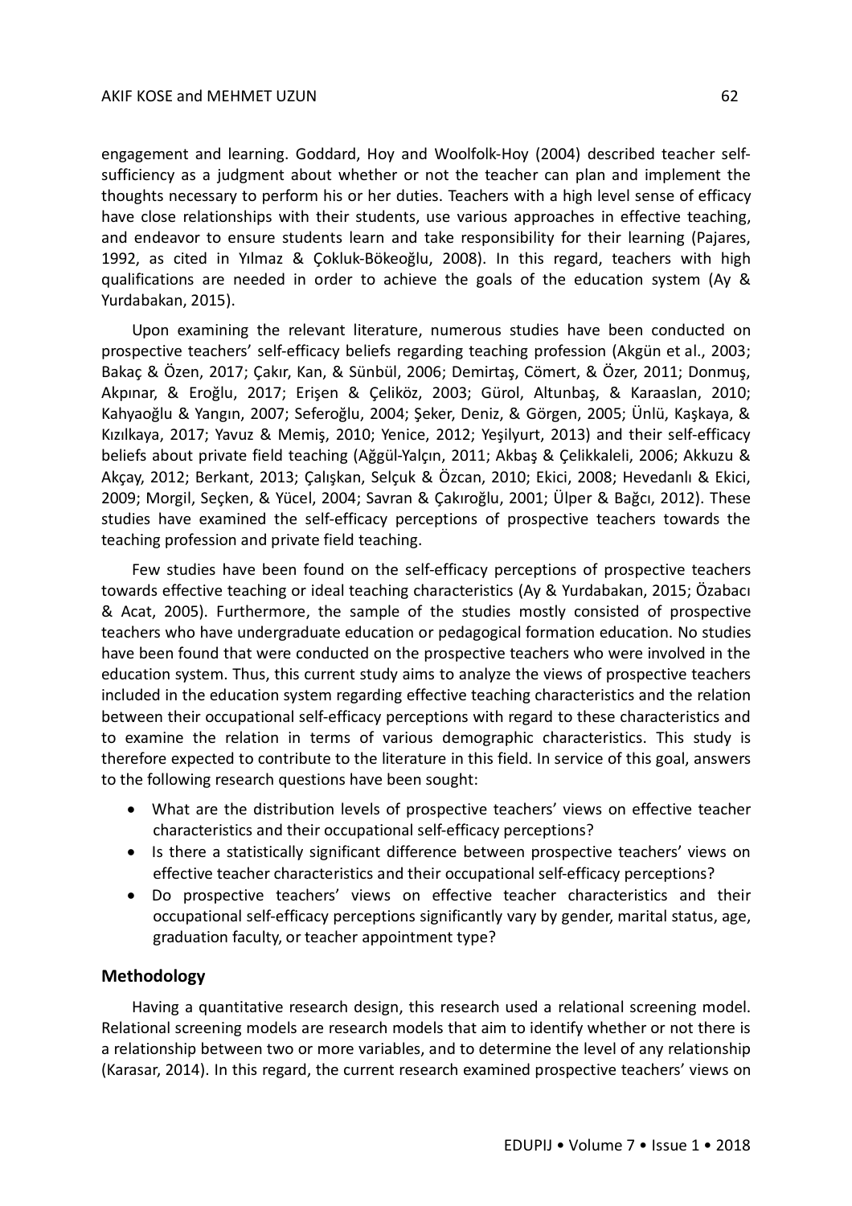engagement and learning. Goddard, Hoy and Woolfolk-Hoy (2004) described teacher self-sufficiency as a judgment about whether or not the teacher can plan and implement the thoughts necessary to perform his or her duties. Teachers with a high level sense of efficacy have close relationships with their students, use various approaches in effective teaching, and endeavor to ensure students learn and take responsibility for their learning (Pajares, 1992, as cited in Yılmaz & Çokluk-Bökeoğlu, 2008). In this regard, teachers with high qualifications are needed in order to achieve the goals of the education system (Ay & Yurdabakan, 2015).

Upon examining the relevant literature, numerous studies have been conducted on prospective teachers' self-efficacy beliefs regarding teaching profession (Akgün et al., 2003; Bakaç & Özen, 2017; Çakır, Kan, & Sünbül, 2006; Demirtaş, Cömert, & Özer, 2011; Donmuş, Akpınar, & Eroğlu, 2017; Erişen & Çelikөz, 2003; Gürol, Altunbaş, & Karaaslan, 2010; Kahyaoğlu & Yangın, 2007; Seferoğlu, 2004; Şeker, Deniz, & Görgen, 2005; Ünlü, Kaşkaya, & Kızılkaya, 2017; Yavuz & Memiş, 2010; Yenice, 2012; Yeşilyurt, 2013) and their self-efficacy beliefs about private field teaching (Ağgül-Yalçın, 2011; Akbaş & Çelikkaleli, 2006; Akkuzu & Akçay, 2012; Berkant, 2013; Çalışkan, Selçuk & Özcan, 2010; Ekici, 2008; Hevedanlı & Ekici, 2009; Morgil, Seçken, & Yücel, 2004; Savran & Çakıroğlu, 2001; Ülper & Bağcı, 2012). These studies have examined the self-efficacy perceptions of prospective teachers towards the teaching profession and private field teaching.

Few studies have been found on the self-efficacy perceptions of prospective teachers towards effective teaching or ideal teaching characteristics (Ay & Yurdabakan, 2015; Özabacı & Acat, 2005). Furthermore, the sample of the studies mostly consisted of prospective teachers who have undergraduate education or pedagogical formation education. No studies have been found that were conducted on the prospective teachers who were involved in the education system. Thus, this current study aims to analyze the views of prospective teachers included in the education system regarding effective teaching characteristics and the relation between their occupational self-efficacy perceptions with regard to these characteristics and to examine the relation in terms of various demographic characteristics. This study is therefore expected to contribute to the literature in this field. In service of this goal, answers to the following research questions have been sought:

- What are the distribution levels of prospective teachers' views on effective teacher characteristics and their occupational self-efficacy perceptions?
- Is there a statistically significant difference between prospective teachers' views on effective teacher characteristics and their occupational self-efficacy perceptions?
- Do prospective teachers' views on effective teacher characteristics and their occupational self-efficacy perceptions significantly vary by gender, marital status, age, graduation faculty, or teacher appointment type?

## Methodology

Having a quantitative research design, this research used a relational screening model. Relational screening models are research models that aim to identify whether or not there is a relationship between two or more variables, and to determine the level of any relationship (Karasar, 2014). In this regard, the current research examined prospective teachers' views on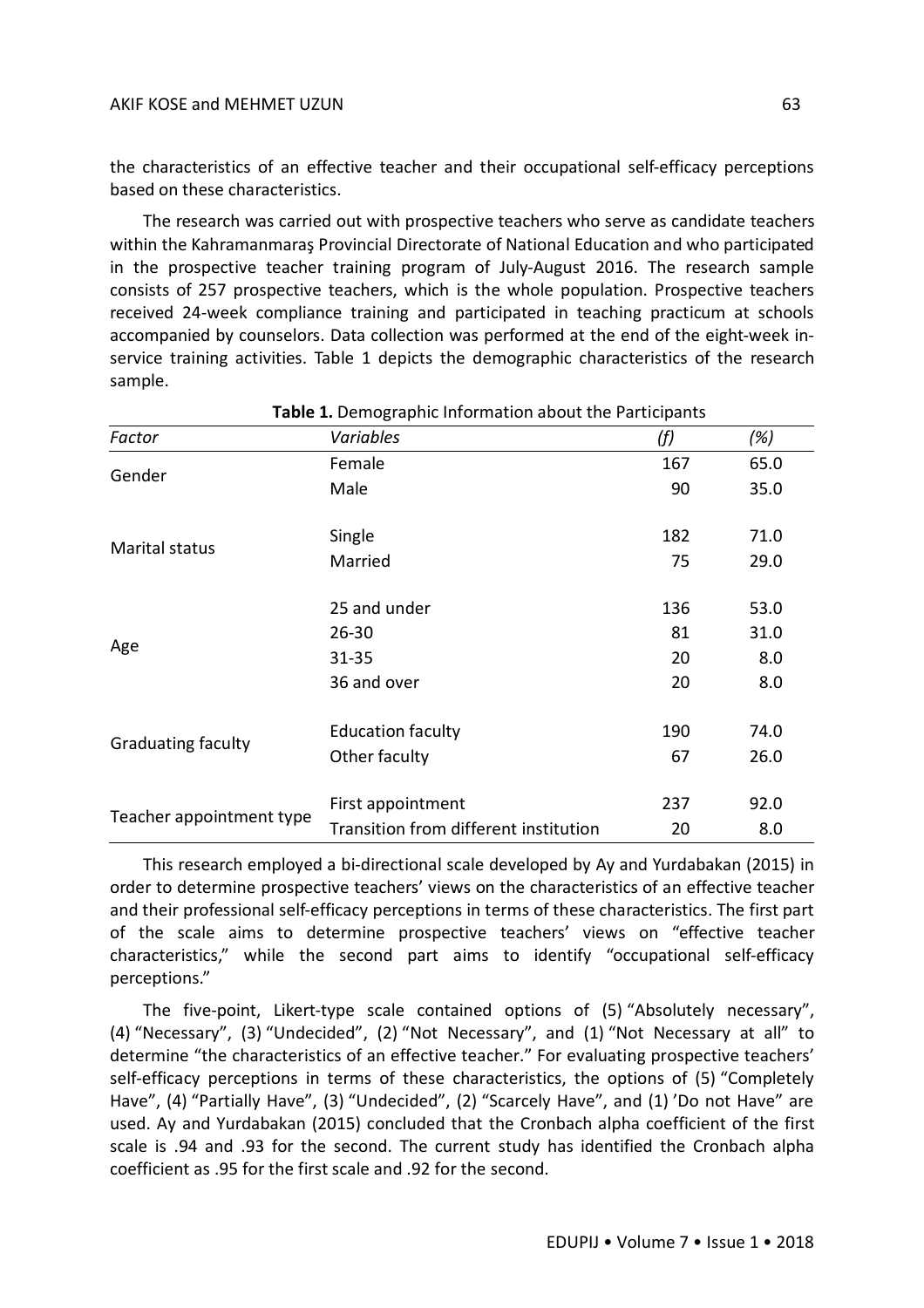the characteristics of an effective teacher and their occupational self-efficacy perceptions based on these characteristics.

The research was carried out with prospective teachers who serve as candidate teachers within the Kahramanmaraş Provincial Directorate of National Education and who participated in the prospective teacher training program of July-August 2016. The research sample consists of 257 prospective teachers, which is the whole population. Prospective teachers received 24-week compliance training and participated in teaching practicum at schools accompanied by counselors. Data collection was performed at the end of the eight-week in-service training activities. Table 1 depicts the demographic characteristics of the research sample.

**Table 1.** Demographic Information about the Participants

| *Factor* | *Variables* | *(f)* | *(%)* |
|---|---|---|---|
| Gender | Female | 167 | 65.0 |
| | Male | 90 | 35.0 |
| Marital status | Single | 182 | 71.0 |
| | Married | 75 | 29.0 |
| Age | 25 and under | 136 | 53.0 |
| | 26-30 | 81 | 31.0 |
| | 31-35 | 20 | 8.0 |
| | 36 and over | 20 | 8.0 |
| Graduating faculty | Education faculty | 190 | 74.0 |
| | Other faculty | 67 | 26.0 |
| Teacher appointment type | First appointment | 237 | 92.0 |
| | Transition from different institution | 20 | 8.0 |

This research employed a bi-directional scale developed by Ay and Yurdabakan (2015) in order to determine prospective teachers' views on the characteristics of an effective teacher and their professional self-efficacy perceptions in terms of these characteristics. The first part of the scale aims to determine prospective teachers' views on "effective teacher characteristics," while the second part aims to identify "occupational self-efficacy perceptions."

The five-point, Likert-type scale contained options of (5) "Absolutely necessary", (4) "Necessary", (3) "Undecided", (2) "Not Necessary", and (1) "Not Necessary at all" to determine "the characteristics of an effective teacher." For evaluating prospective teachers' self-efficacy perceptions in terms of these characteristics, the options of (5) "Completely Have", (4) "Partially Have", (3) "Undecided", (2) "Scarcely Have", and (1) 'Do not Have" are used. Ay and Yurdabakan (2015) concluded that the Cronbach alpha coefficient of the first scale is .94 and .93 for the second. The current study has identified the Cronbach alpha coefficient as .95 for the first scale and .92 for the second.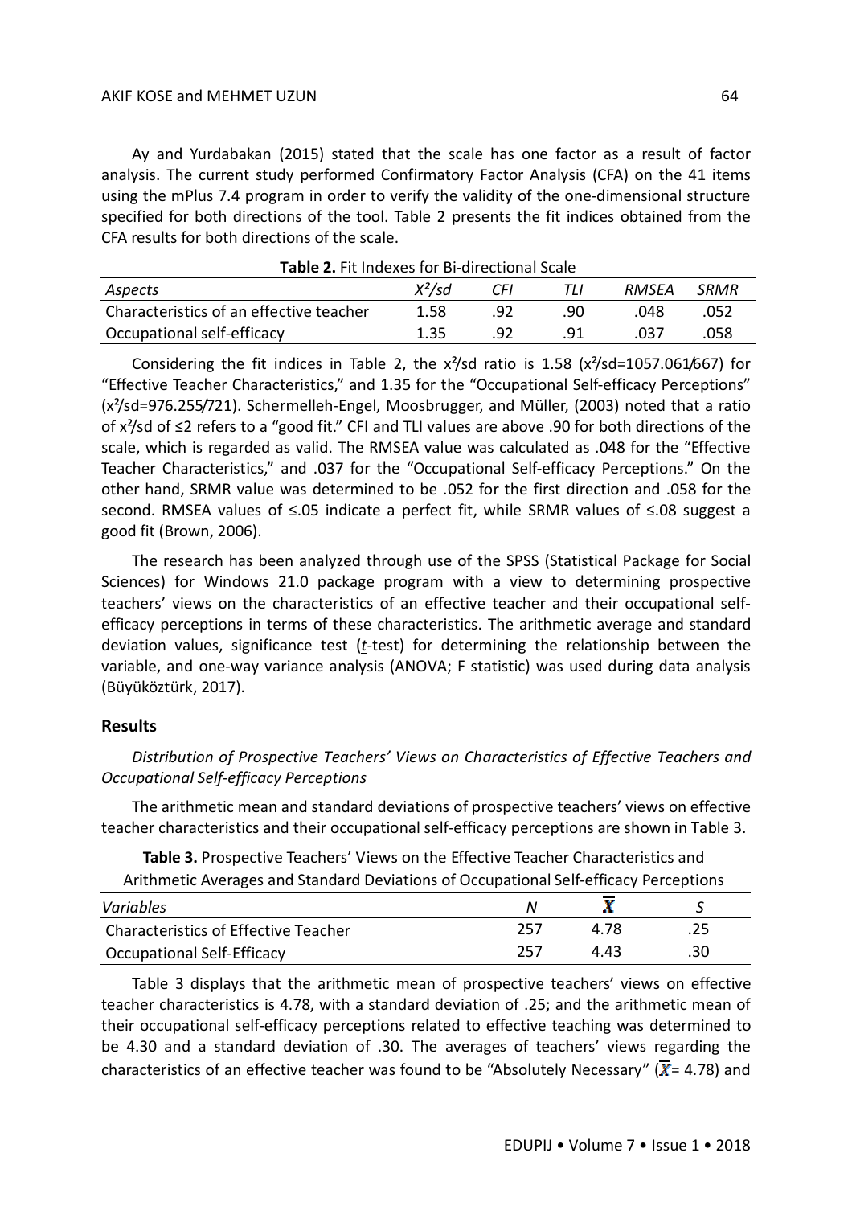Ay and Yurdabakan (2015) stated that the scale has one factor as a result of factor analysis. The current study performed Confirmatory Factor Analysis (CFA) on the 41 items using the mPlus 7.4 program in order to verify the validity of the one-dimensional structure specified for both directions of the tool. Table 2 presents the fit indices obtained from the CFA results for both directions of the scale.

**Table 2.** Fit Indexes for Bi-directional Scale

| *Aspects* | *$X^2$/sd* | *CFI* | *TLI* | *RMSEA* | *SRMR* |
|---|---|---|---|---|---|
| Characteristics of an effective teacher | 1.58 | .92 | .90 | .048 | .052 |
| Occupational self-efficacy | 1.35 | .92 | .91 | .037 | .058 |

Considering the fit indices in Table 2, the $x^2$/sd ratio is 1.58 ($x^2$/sd=1057.061/667) for "Effective Teacher Characteristics," and 1.35 for the "Occupational Self-efficacy Perceptions" ($x^2$/sd=976.255/721). Schermelleh-Engel, Moosbrugger, and Müller, (2003) noted that a ratio of $x^2$/sd of ≤2 refers to a "good fit." CFI and TLI values are above .90 for both directions of the scale, which is regarded as valid. The RMSEA value was calculated as .048 for the "Effective Teacher Characteristics," and .037 for the "Occupational Self-efficacy Perceptions." On the other hand, SRMR value was determined to be .052 for the first direction and .058 for the second. RMSEA values of ≤.05 indicate a perfect fit, while SRMR values of ≤.08 suggest a good fit (Brown, 2006).

The research has been analyzed through use of the SPSS (Statistical Package for Social Sciences) for Windows 21.0 package program with a view to determining prospective teachers' views on the characteristics of an effective teacher and their occupational self-efficacy perceptions in terms of these characteristics. The arithmetic average and standard deviation values, significance test (*t*-test) for determining the relationship between the variable, and one-way variance analysis (ANOVA; F statistic) was used during data analysis (Büyüköztürk, 2017).

## Results

*Distribution of Prospective Teachers' Views on Characteristics of Effective Teachers and Occupational Self-efficacy Perceptions*

The arithmetic mean and standard deviations of prospective teachers' views on effective teacher characteristics and their occupational self-efficacy perceptions are shown in Table 3.

**Table 3.** Prospective Teachers' Views on the Effective Teacher Characteristics and Arithmetic Averages and Standard Deviations of Occupational Self-efficacy Perceptions

| *Variables* | *N* | $\bar{X}$ | *S* |
|---|---|---|---|
| Characteristics of Effective Teacher | 257 | 4.78 | .25 |
| Occupational Self-Efficacy | 257 | 4.43 | .30 |

Table 3 displays that the arithmetic mean of prospective teachers' views on effective teacher characteristics is 4.78, with a standard deviation of .25; and the arithmetic mean of their occupational self-efficacy perceptions related to effective teaching was determined to be 4.30 and a standard deviation of .30. The averages of teachers' views regarding the characteristics of an effective teacher was found to be "Absolutely Necessary" ($\bar{X}$= 4.78) and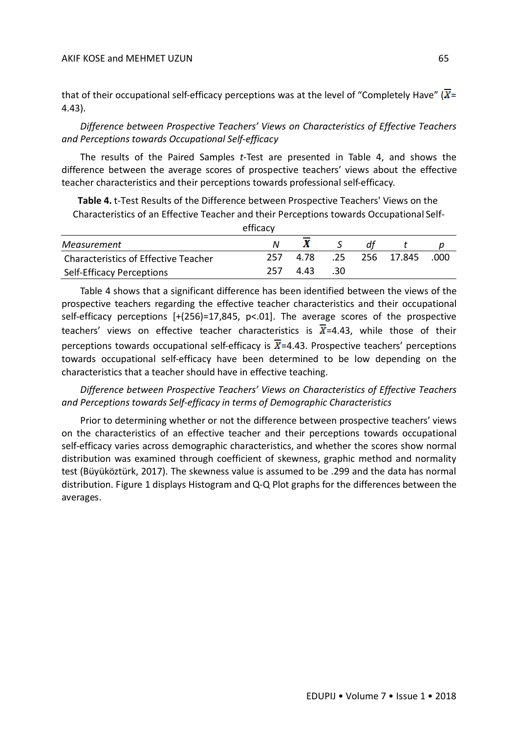that of their occupational self-efficacy perceptions was at the level of "Completely Have" ($\overline{X}$= 4.43).

*Difference between Prospective Teachers' Views on Characteristics of Effective Teachers and Perceptions towards Occupational Self-efficacy*

The results of the Paired Samples *t*-Test are presented in Table 4, and shows the difference between the average scores of prospective teachers' views about the effective teacher characteristics and their perceptions towards professional self-efficacy.

**Table 4.** t-Test Results of the Difference between Prospective Teachers' Views on the Characteristics of an Effective Teacher and their Perceptions towards Occupational Self-efficacy

| *Measurement* | *N* | $\overline{X}$ | *S* | *df* | *t* | *p* |
|---|---|---|---|---|---|---|
| Characteristics of Effective Teacher | 257 | 4.78 | .25 | 256 | 17.845 | .000 |
| Self-Efficacy Perceptions | 257 | 4.43 | .30 | | | |

Table 4 shows that a significant difference has been identified between the views of the prospective teachers regarding the effective teacher characteristics and their occupational self-efficacy perceptions [+(256)=17,845, p<.01]. The average scores of the prospective teachers' views on effective teacher characteristics is $\overline{X}$=4.43, while those of their perceptions towards occupational self-efficacy is $\overline{X}$=4.43. Prospective teachers' perceptions towards occupational self-efficacy have been determined to be low depending on the characteristics that a teacher should have in effective teaching.

*Difference between Prospective Teachers' Views on Characteristics of Effective Teachers and Perceptions towards Self-efficacy in terms of Demographic Characteristics*

Prior to determining whether or not the difference between prospective teachers' views on the characteristics of an effective teacher and their perceptions towards occupational self-efficacy varies across demographic characteristics, and whether the scores show normal distribution was examined through coefficient of skewness, graphic method and normality test (Büyüköztürk, 2017). The skewness value is assumed to be .299 and the data has normal distribution. Figure 1 displays Histogram and Q-Q Plot graphs for the differences between the averages.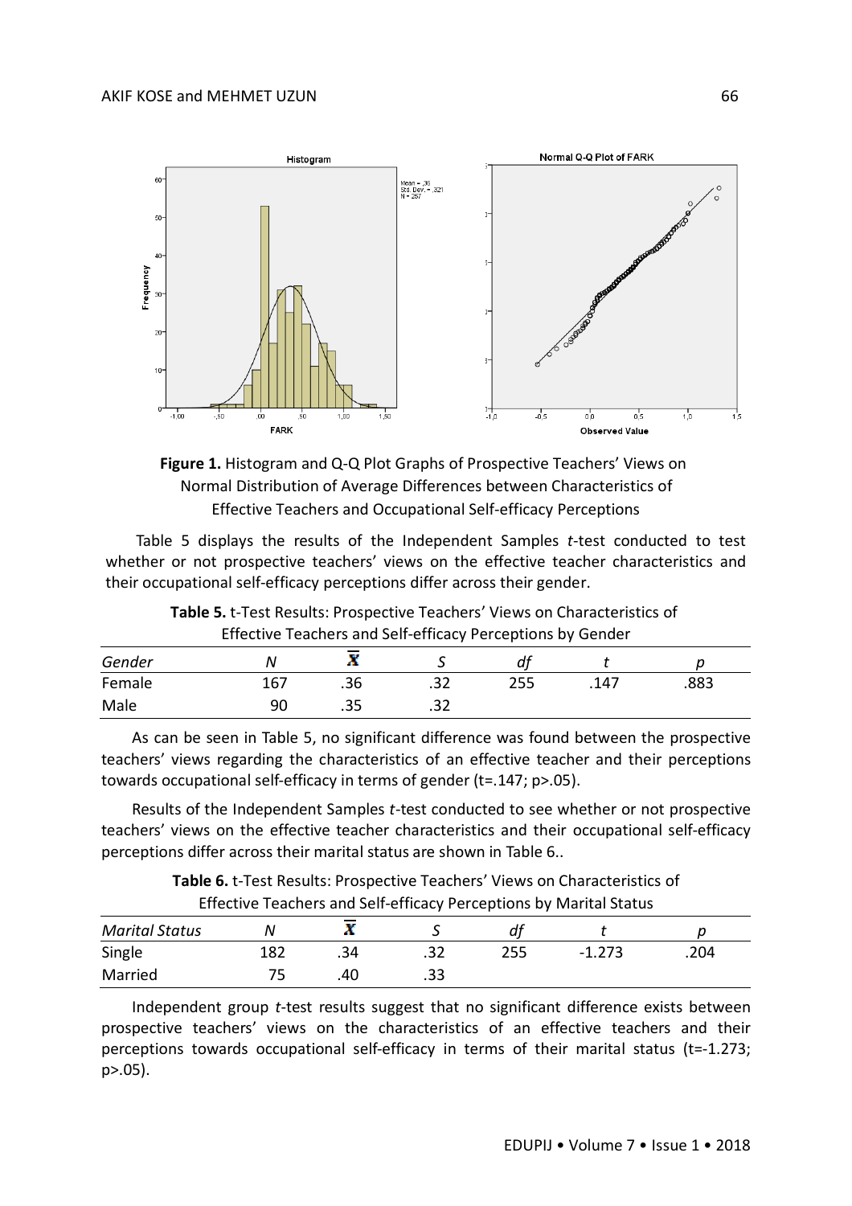**Figure 1.** Histogram and Q-Q Plot Graphs of Prospective Teachers' Views on Normal Distribution of Average Differences between Characteristics of Effective Teachers and Occupational Self-efficacy Perceptions

Table 5 displays the results of the Independent Samples *t*-test conducted to test whether or not prospective teachers' views on the effective teacher characteristics and their occupational self-efficacy perceptions differ across their gender.

**Table 5.** t-Test Results: Prospective Teachers' Views on Characteristics of Effective Teachers and Self-efficacy Perceptions by Gender

| *Gender* | *N* | $\overline{X}$ | *S* | *df* | *t* | *p* |
|---|---|---|---|---|---|---|
| Female | 167 | .36 | .32 | 255 | .147 | .883 |
| Male | 90 | .35 | .32 | | | |

As can be seen in Table 5, no significant difference was found between the prospective teachers' views regarding the characteristics of an effective teacher and their perceptions towards occupational self-efficacy in terms of gender (t=.147; p>.05).

Results of the Independent Samples *t*-test conducted to see whether or not prospective teachers' views on the effective teacher characteristics and their occupational self-efficacy perceptions differ across their marital status are shown in Table 6..

**Table 6.** t-Test Results: Prospective Teachers' Views on Characteristics of Effective Teachers and Self-efficacy Perceptions by Marital Status

| *Marital Status* | *N* | $\overline{X}$ | *S* | *df* | *t* | *p* |
|---|---|---|---|---|---|---|
| Single | 182 | .34 | .32 | 255 | -1.273 | .204 |
| Married | 75 | .40 | .33 | | | |

Independent group *t*-test results suggest that no significant difference exists between prospective teachers' views on the characteristics of an effective teachers and their perceptions towards occupational self-efficacy in terms of their marital status (t=-1.273; p>.05).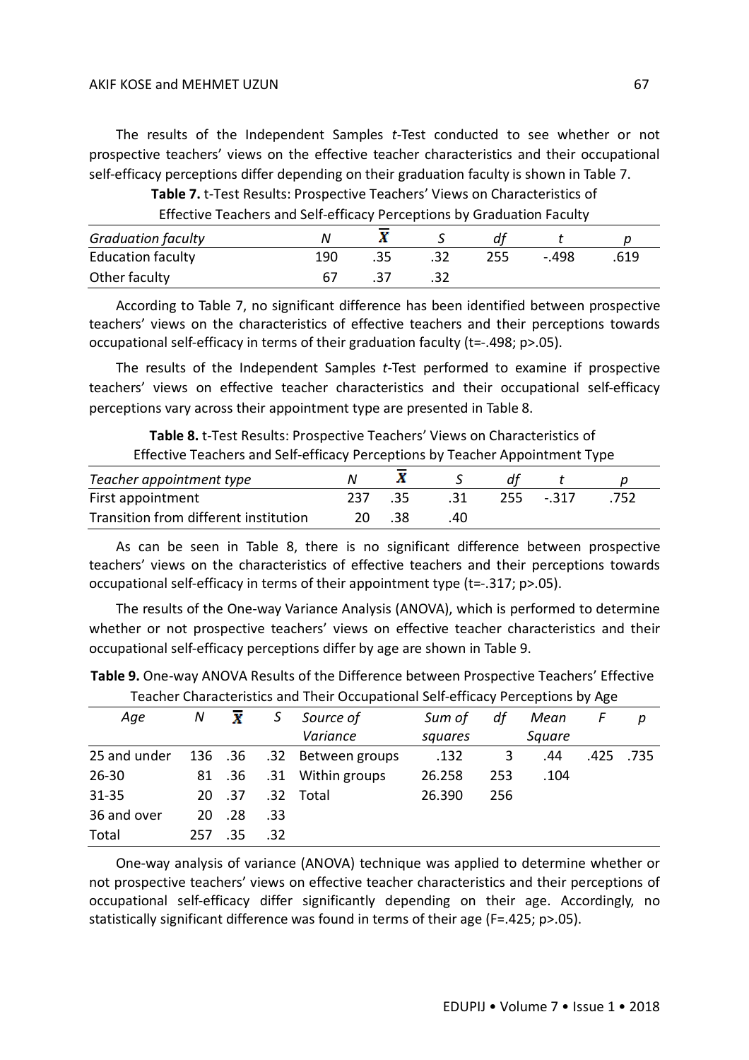The results of the Independent Samples *t*-Test conducted to see whether or not prospective teachers' views on the effective teacher characteristics and their occupational self-efficacy perceptions differ depending on their graduation faculty is shown in Table 7.

**Table 7.** t-Test Results: Prospective Teachers' Views on Characteristics of Effective Teachers and Self-efficacy Perceptions by Graduation Faculty

| *Graduation faculty* | *N* | $\bar{X}$ | *S* | *df* | *t* | *p* |
|---|---|---|---|---|---|---|
| Education faculty | 190 | .35 | .32 | 255 | -.498 | .619 |
| Other faculty | 67 | .37 | .32 | | | |

According to Table 7, no significant difference has been identified between prospective teachers' views on the characteristics of effective teachers and their perceptions towards occupational self-efficacy in terms of their graduation faculty ($t$=-.498; $p$>.05).

The results of the Independent Samples *t*-Test performed to examine if prospective teachers' views on effective teacher characteristics and their occupational self-efficacy perceptions vary across their appointment type are presented in Table 8.

**Table 8.** t-Test Results: Prospective Teachers' Views on Characteristics of Effective Teachers and Self-efficacy Perceptions by Teacher Appointment Type

| *Teacher appointment type* | *N* | $\bar{X}$ | *S* | *df* | *t* | *p* |
|---|---|---|---|---|---|---|
| First appointment | 237 | .35 | .31 | 255 | -.317 | .752 |
| Transition from different institution | 20 | .38 | .40 | | | |

As can be seen in Table 8, there is no significant difference between prospective teachers' views on the characteristics of effective teachers and their perceptions towards occupational self-efficacy in terms of their appointment type ($t$=-.317; $p$>.05).

The results of the One-way Variance Analysis (ANOVA), which is performed to determine whether or not prospective teachers' views on effective teacher characteristics and their occupational self-efficacy perceptions differ by age are shown in Table 9.

**Table 9.** One-way ANOVA Results of the Difference between Prospective Teachers' Effective Teacher Characteristics and Their Occupational Self-efficacy Perceptions by Age

| *Age* | *N* | $\bar{X}$ | *S* | *Source of Variance* | *Sum of squares* | *df* | *Mean Square* | *F* | *p* |
|---|---|---|---|---|---|---|---|---|---|
| 25 and under | 136 | .36 | .32 | Between groups | .132 | 3 | .44 | .425 | .735 |
| 26-30 | 81 | .36 | .31 | Within groups | 26.258 | 253 | .104 | | |
| 31-35 | 20 | .37 | .32 | Total | 26.390 | 256 | | | |
| 36 and over | 20 | .28 | .33 | | | | | | |
| Total | 257 | .35 | .32 | | | | | | |

One-way analysis of variance (ANOVA) technique was applied to determine whether or not prospective teachers' views on effective teacher characteristics and their perceptions of occupational self-efficacy differ significantly depending on their age. Accordingly, no statistically significant difference was found in terms of their age ($F$=.425; $p$>.05).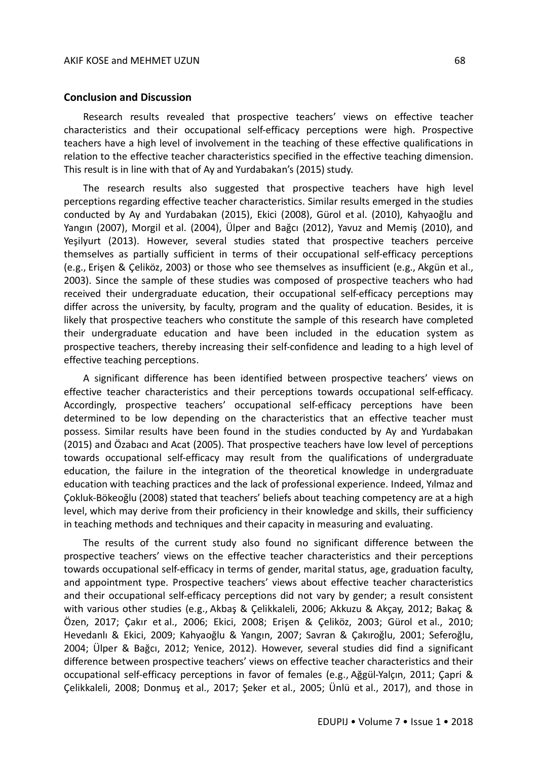## Conclusion and Discussion

Research results revealed that prospective teachers' views on effective teacher characteristics and their occupational self-efficacy perceptions were high. Prospective teachers have a high level of involvement in the teaching of these effective qualifications in relation to the effective teacher characteristics specified in the effective teaching dimension. This result is in line with that of Ay and Yurdabakan's (2015) study.

The research results also suggested that prospective teachers have high level perceptions regarding effective teacher characteristics. Similar results emerged in the studies conducted by Ay and Yurdabakan (2015), Ekici (2008), Gürol et al. (2010), Kahyaoğlu and Yangın (2007), Morgil et al. (2004), Ülper and Bağcı (2012), Yavuz and Memiş (2010), and Yeşilyurt (2013). However, several studies stated that prospective teachers perceive themselves as partially sufficient in terms of their occupational self-efficacy perceptions (e.g., Erişen & Çeliköz, 2003) or those who see themselves as insufficient (e.g., Akgün et al., 2003). Since the sample of these studies was composed of prospective teachers who had received their undergraduate education, their occupational self-efficacy perceptions may differ across the university, by faculty, program and the quality of education. Besides, it is likely that prospective teachers who constitute the sample of this research have completed their undergraduate education and have been included in the education system as prospective teachers, thereby increasing their self-confidence and leading to a high level of effective teaching perceptions.

A significant difference has been identified between prospective teachers' views on effective teacher characteristics and their perceptions towards occupational self-efficacy. Accordingly, prospective teachers' occupational self-efficacy perceptions have been determined to be low depending on the characteristics that an effective teacher must possess. Similar results have been found in the studies conducted by Ay and Yurdabakan (2015) and Özabacı and Acat (2005). That prospective teachers have low level of perceptions towards occupational self-efficacy may result from the qualifications of undergraduate education, the failure in the integration of the theoretical knowledge in undergraduate education with teaching practices and the lack of professional experience. Indeed, Yılmaz and Çokluk-Bökeoğlu (2008) stated that teachers' beliefs about teaching competency are at a high level, which may derive from their proficiency in their knowledge and skills, their sufficiency in teaching methods and techniques and their capacity in measuring and evaluating.

The results of the current study also found no significant difference between the prospective teachers' views on the effective teacher characteristics and their perceptions towards occupational self-efficacy in terms of gender, marital status, age, graduation faculty, and appointment type. Prospective teachers' views about effective teacher characteristics and their occupational self-efficacy perceptions did not vary by gender; a result consistent with various other studies (e.g., Akbaş & Çelikkaleli, 2006; Akkuzu & Akçay, 2012; Bakaç & Özen, 2017; Çakır et al., 2006; Ekici, 2008; Erişen & Çeliköz, 2003; Gürol et al., 2010; Hevedanlı & Ekici, 2009; Kahyaoğlu & Yangın, 2007; Savran & Çakıroğlu, 2001; Seferoğlu, 2004; Ülper & Bağcı, 2012; Yenice, 2012). However, several studies did find a significant difference between prospective teachers' views on effective teacher characteristics and their occupational self-efficacy perceptions in favor of females (e.g., Ağgül-Yalçın, 2011; Çapri & Çelikkaleli, 2008; Donmuş et al., 2017; Şeker et al., 2005; Ünlü et al., 2017), and those in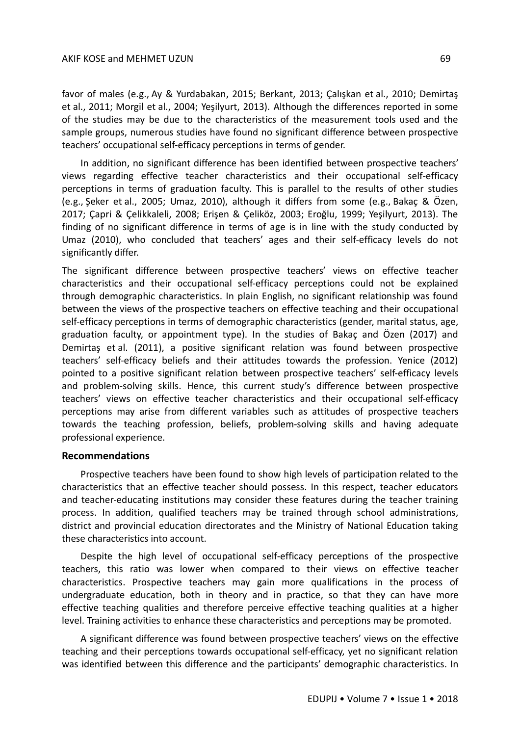favor of males (e.g., Ay & Yurdabakan, 2015; Berkant, 2013; Çalışkan et al., 2010; Demirtaş et al., 2011; Morgil et al., 2004; Yeşilyurt, 2013). Although the differences reported in some of the studies may be due to the characteristics of the measurement tools used and the sample groups, numerous studies have found no significant difference between prospective teachers' occupational self-efficacy perceptions in terms of gender.

In addition, no significant difference has been identified between prospective teachers' views regarding effective teacher characteristics and their occupational self-efficacy perceptions in terms of graduation faculty. This is parallel to the results of other studies (e.g., Şeker et al., 2005; Umaz, 2010), although it differs from some (e.g., Bakaç & Özen, 2017; Çapri & Çelikkaleli, 2008; Erişen & Çeliköz, 2003; Eroğlu, 1999; Yeşilyurt, 2013). The finding of no significant difference in terms of age is in line with the study conducted by Umaz (2010), who concluded that teachers' ages and their self-efficacy levels do not significantly differ.

The significant difference between prospective teachers' views on effective teacher characteristics and their occupational self-efficacy perceptions could not be explained through demographic characteristics. In plain English, no significant relationship was found between the views of the prospective teachers on effective teaching and their occupational self-efficacy perceptions in terms of demographic characteristics (gender, marital status, age, graduation faculty, or appointment type). In the studies of Bakaç and Özen (2017) and Demirtaş et al. (2011), a positive significant relation was found between prospective teachers' self-efficacy beliefs and their attitudes towards the profession. Yenice (2012) pointed to a positive significant relation between prospective teachers' self-efficacy levels and problem-solving skills. Hence, this current study's difference between prospective teachers' views on effective teacher characteristics and their occupational self-efficacy perceptions may arise from different variables such as attitudes of prospective teachers towards the teaching profession, beliefs, problem-solving skills and having adequate professional experience.

## Recommendations

Prospective teachers have been found to show high levels of participation related to the characteristics that an effective teacher should possess. In this respect, teacher educators and teacher-educating institutions may consider these features during the teacher training process. In addition, qualified teachers may be trained through school administrations, district and provincial education directorates and the Ministry of National Education taking these characteristics into account.

Despite the high level of occupational self-efficacy perceptions of the prospective teachers, this ratio was lower when compared to their views on effective teacher characteristics. Prospective teachers may gain more qualifications in the process of undergraduate education, both in theory and in practice, so that they can have more effective teaching qualities and therefore perceive effective teaching qualities at a higher level. Training activities to enhance these characteristics and perceptions may be promoted.

A significant difference was found between prospective teachers' views on the effective teaching and their perceptions towards occupational self-efficacy, yet no significant relation was identified between this difference and the participants' demographic characteristics. In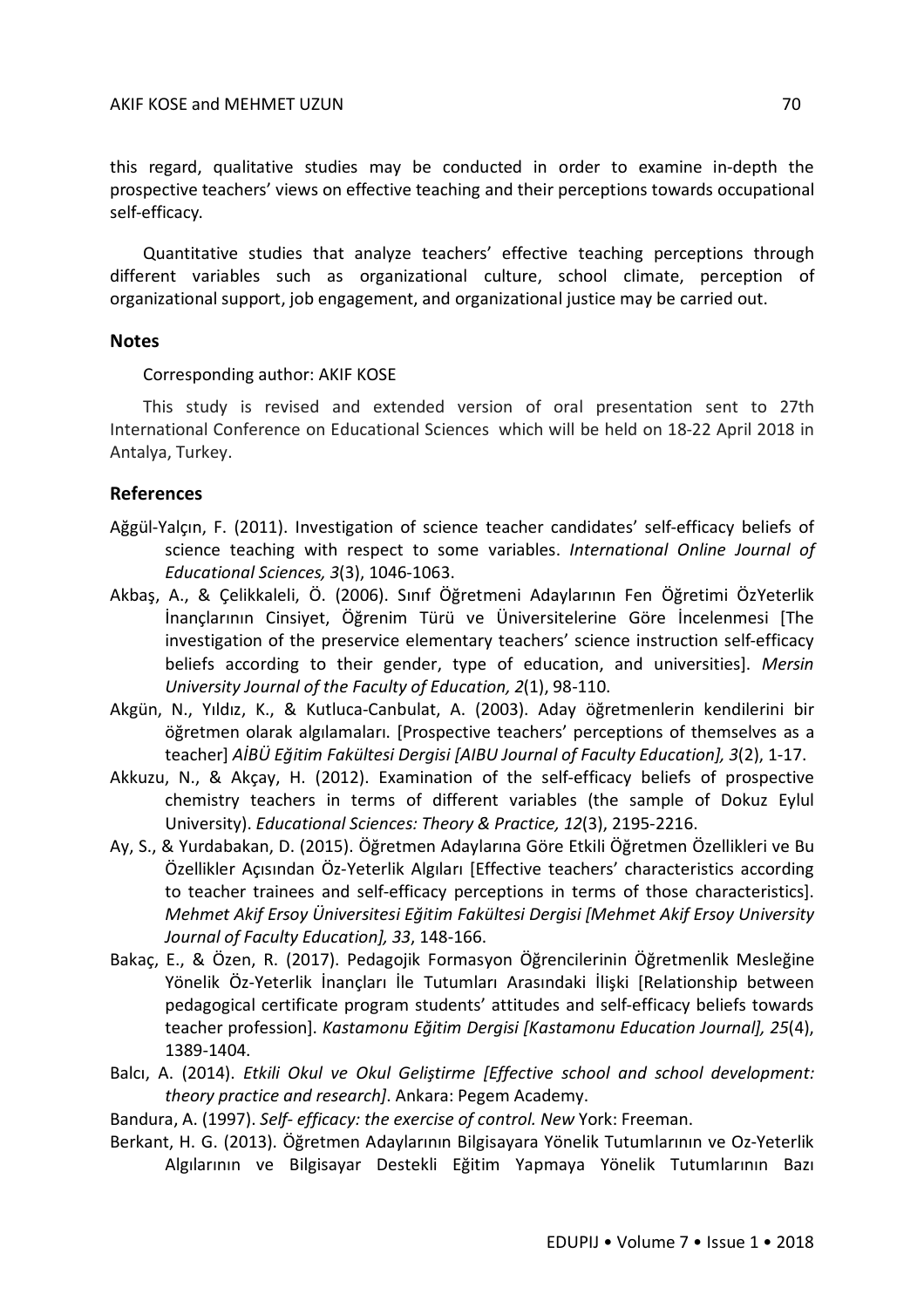this regard, qualitative studies may be conducted in order to examine in-depth the prospective teachers' views on effective teaching and their perceptions towards occupational self-efficacy.

Quantitative studies that analyze teachers' effective teaching perceptions through different variables such as organizational culture, school climate, perception of organizational support, job engagement, and organizational justice may be carried out.

## Notes

Corresponding author: AKIF KOSE

This study is revised and extended version of oral presentation sent to 27th International Conference on Educational Sciences which will be held on 18-22 April 2018 in Antalya, Turkey.

## References

Ağgül-Yalçın, F. (2011). Investigation of science teacher candidates' self-efficacy beliefs of science teaching with respect to some variables. *International Online Journal of Educational Sciences, 3*(3), 1046-1063.

Akbaş, A., & Çelikkaleli, Ö. (2006). Sınıf Öğretmeni Adaylarının Fen Öğretimi ÖzYeterlik İnançlarının Cinsiyet, Öğrenim Türü ve Üniversitelerine Göre İncelenmesi [The investigation of the preservice elementary teachers' science instruction self-efficacy beliefs according to their gender, type of education, and universities]. *Mersin University Journal of the Faculty of Education, 2*(1), 98-110.

Akgün, N., Yıldız, K., & Kutluca-Canbulat, A. (2003). Aday öğretmenlerin kendilerini bir öğretmen olarak algılamaları. [Prospective teachers' perceptions of themselves as a teacher] *AİBÜ Eğitim Fakültesi Dergisi [AIBU Journal of Faculty Education], 3*(2), 1-17.

Akkuzu, N., & Akçay, H. (2012). Examination of the self-efficacy beliefs of prospective chemistry teachers in terms of different variables (the sample of Dokuz Eylul University). *Educational Sciences: Theory & Practice, 12*(3), 2195-2216.

Ay, S., & Yurdabakan, D. (2015). Öğretmen Adaylarına Göre Etkili Öğretmen Özellikleri ve Bu Özellikler Açısından Öz-Yeterlik Algıları [Effective teachers' characteristics according to teacher trainees and self-efficacy perceptions in terms of those characteristics]. *Mehmet Akif Ersoy Üniversitesi Eğitim Fakültesi Dergisi [Mehmet Akif Ersoy University Journal of Faculty Education], 33*, 148-166.

Bakaç, E., & Özen, R. (2017). Pedagojik Formasyon Öğrencilerinin Öğretmenlik Mesleğine Yönelik Öz-Yeterlik İnançları İle Tutumları Arasındaki İlişki [Relationship between pedagogical certificate program students' attitudes and self-efficacy beliefs towards teacher profession]. *Kastamonu Eğitim Dergisi [Kastamonu Education Journal], 25*(4), 1389-1404.

Balcı, A. (2014). *Etkili Okul ve Okul Geliştirme [Effective school and school development: theory practice and research]*. Ankara: Pegem Academy.

Bandura, A. (1997). *Self- efficacy: the exercise of control. New* York: Freeman.

Berkant, H. G. (2013). Öğretmen Adaylarının Bilgisayara Yönelik Tutumlarının ve Oz-Yeterlik Algılarının ve Bilgisayar Destekli Eğitim Yapmaya Yönelik Tutumlarının Bazı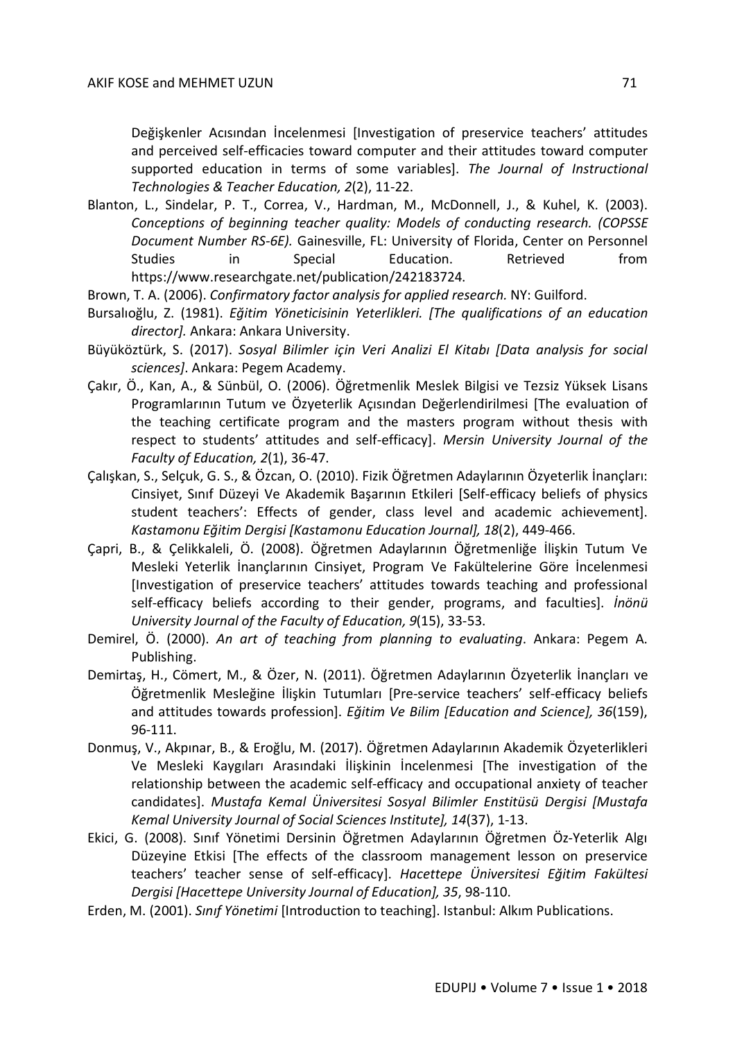Değişkenler Acısından İncelenmesi [Investigation of preservice teachers' attitudes and perceived self-efficacies toward computer and their attitudes toward computer supported education in terms of some variables]. *The Journal of Instructional Technologies & Teacher Education, 2*(2), 11-22.

Blanton, L., Sindelar, P. T., Correa, V., Hardman, M., McDonnell, J., & Kuhel, K. (2003). *Conceptions of beginning teacher quality: Models of conducting research. (COPSSE Document Number RS-6E).* Gainesville, FL: University of Florida, Center on Personnel Studies in Special Education. Retrieved from https://www.researchgate.net/publication/242183724.

Brown, T. A. (2006). *Confirmatory factor analysis for applied research.* NY: Guilford.

Bursalıoğlu, Z. (1981). *Eğitim Yöneticisinin Yeterlikleri. [The qualifications of an education director].* Ankara: Ankara University.

Büyüköztürk, S. (2017). *Sosyal Bilimler için Veri Analizi El Kitabı [Data analysis for social sciences]*. Ankara: Pegem Academy.

Çakır, Ö., Kan, A., & Sünbül, O. (2006). Öğretmenlik Meslek Bilgisi ve Tezsiz Yüksek Lisans Programlarının Tutum ve Özyeterlik Açısından Değerlendirilmesi [The evaluation of the teaching certificate program and the masters program without thesis with respect to students' attitudes and self-efficacy]. *Mersin University Journal of the Faculty of Education, 2*(1), 36-47.

Çalışkan, S., Selçuk, G. S., & Özcan, O. (2010). Fizik Öğretmen Adaylarının Özyeterlik İnançları: Cinsiyet, Sınıf Düzeyi Ve Akademik Başarının Etkileri [Self-efficacy beliefs of physics student teachers': Effects of gender, class level and academic achievement]. *Kastamonu Eğitim Dergisi [Kastamonu Education Journal], 18*(2), 449-466.

Çapri, B., & Çelikkaleli, Ö. (2008). Öğretmen Adaylarının Öğretmenliğe İlişkin Tutum Ve Mesleki Yeterlik İnançlarının Cinsiyet, Program Ve Fakültelerine Göre İncelenmesi [Investigation of preservice teachers' attitudes towards teaching and professional self-efficacy beliefs according to their gender, programs, and faculties]. *İnönü University Journal of the Faculty of Education, 9*(15), 33-53.

Demirel, Ö. (2000). *An art of teaching from planning to evaluating*. Ankara: Pegem A. Publishing.

Demirtaş, H., Cömert, M., & Özer, N. (2011). Öğretmen Adaylarının Özyeterlik İnançları ve Öğretmenlik Mesleğine İlişkin Tutumları [Pre-service teachers' self-efficacy beliefs and attitudes towards profession]. *Eğitim Ve Bilim [Education and Science], 36*(159), 96-111.

Donmuş, V., Akpınar, B., & Eroğlu, M. (2017). Öğretmen Adaylarının Akademik Özyeterlikleri Ve Mesleki Kaygıları Arasındaki İlişkinin İncelenmesi [The investigation of the relationship between the academic self-efficacy and occupational anxiety of teacher candidates]. *Mustafa Kemal Üniversitesi Sosyal Bilimler Enstitüsü Dergisi [Mustafa Kemal University Journal of Social Sciences Institute], 14*(37), 1-13.

Ekici, G. (2008). Sınıf Yönetimi Dersinin Öğretmen Adaylarının Öğretmen Öz-Yeterlik Algı Düzeyine Etkisi [The effects of the classroom management lesson on preservice teachers' teacher sense of self-efficacy]. *Hacettepe Üniversitesi Eğitim Fakültesi Dergisi [Hacettepe University Journal of Education], 35*, 98-110.

Erden, M. (2001). *Sınıf Yönetimi* [Introduction to teaching]. Istanbul: Alkım Publications.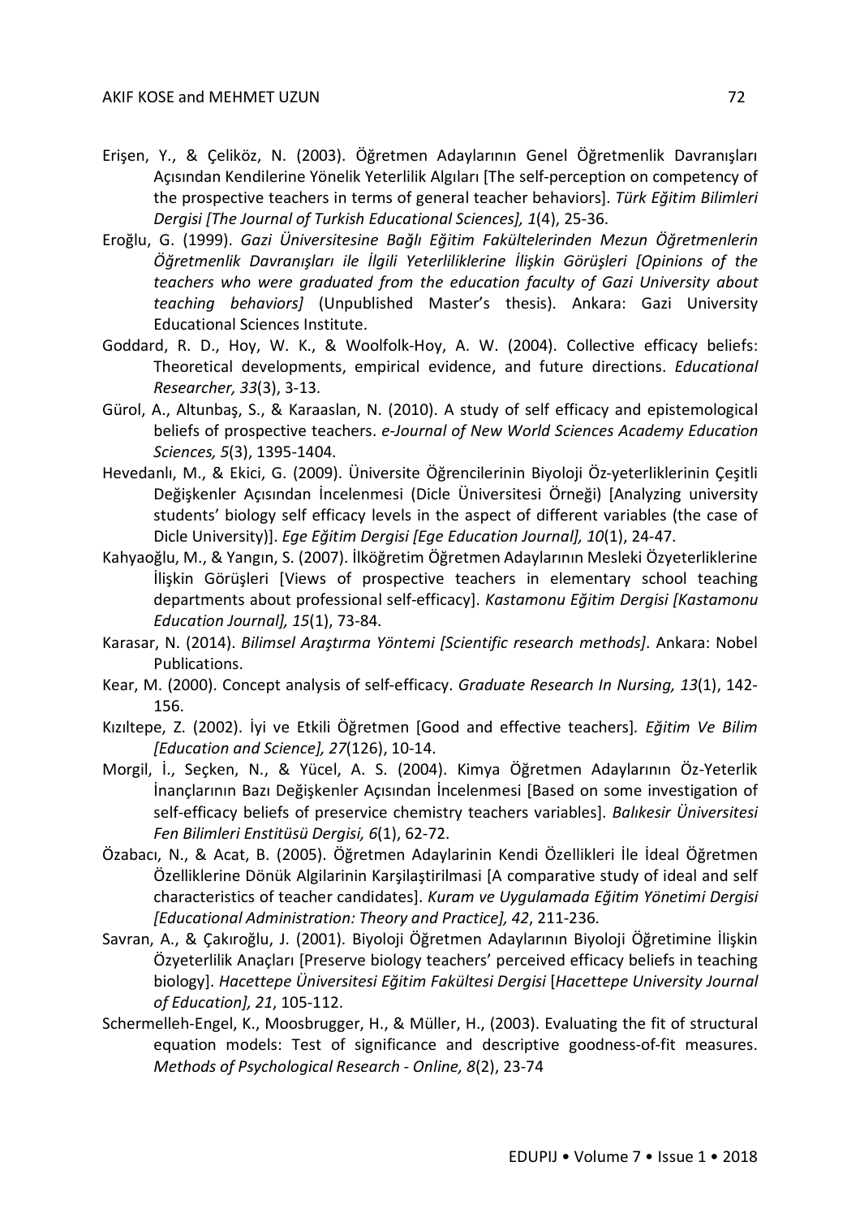Erişen, Y., & Çeliköz, N. (2003). Öğretmen Adaylarının Genel Öğretmenlik Davranışları Açısından Kendilerine Yönelik Yeterlilik Algıları [The self-perception on competency of the prospective teachers in terms of general teacher behaviors]. *Türk Eğitim Bilimleri Dergisi [The Journal of Turkish Educational Sciences], 1*(4), 25-36.

Eroğlu, G. (1999). *Gazi Üniversitesine Bağlı Eğitim Fakültelerinden Mezun Öğretmenlerin Öğretmenlik Davranışları ile İlgili Yeterliliklerine İlişkin Görüşleri [Opinions of the teachers who were graduated from the education faculty of Gazi University about teaching behaviors]* (Unpublished Master's thesis). Ankara: Gazi University Educational Sciences Institute.

Goddard, R. D., Hoy, W. K., & Woolfolk-Hoy, A. W. (2004). Collective efficacy beliefs: Theoretical developments, empirical evidence, and future directions. *Educational Researcher, 33*(3), 3-13.

Gürol, A., Altunbaş, S., & Karaaslan, N. (2010). A study of self efficacy and epistemological beliefs of prospective teachers. *e-Journal of New World Sciences Academy Education Sciences, 5*(3), 1395-1404.

Hevedanlı, M., & Ekici, G. (2009). Üniversite Öğrencilerinin Biyoloji Öz-yeterliklerinin Çeşitli Değişkenler Açısından İncelenmesi (Dicle Üniversitesi Örneği) [Analyzing university students' biology self efficacy levels in the aspect of different variables (the case of Dicle University)]. *Ege Eğitim Dergisi [Ege Education Journal], 10*(1), 24-47.

Kahyaoğlu, M., & Yangın, S. (2007). İlköğretim Öğretmen Adaylarının Mesleki Özyeterliklerine İlişkin Görüşleri [Views of prospective teachers in elementary school teaching departments about professional self-efficacy]. *Kastamonu Eğitim Dergisi [Kastamonu Education Journal], 15*(1), 73-84.

Karasar, N. (2014). *Bilimsel Araştırma Yöntemi [Scientific research methods]*. Ankara: Nobel Publications.

Kear, M. (2000). Concept analysis of self-efficacy. *Graduate Research In Nursing, 13*(1), 142-156.

Kızıltepe, Z. (2002). İyi ve Etkili Öğretmen [Good and effective teachers]. *Eğitim Ve Bilim [Education and Science], 27*(126), 10-14.

Morgil, İ., Seçken, N., & Yücel, A. S. (2004). Kimya Öğretmen Adaylarının Öz-Yeterlik İnançlarının Bazı Değişkenler Açısından İncelenmesi [Based on some investigation of self-efficacy beliefs of preservice chemistry teachers variables]. *Balıkesir Üniversitesi Fen Bilimleri Enstitüsü Dergisi, 6*(1), 62-72.

Özabacı, N., & Acat, B. (2005). Öğretmen Adaylarinin Kendi Özellikleri İle İdeal Öğretmen Özelliklerine Dönük Algilarinin Karşilaştirilmasi [A comparative study of ideal and self characteristics of teacher candidates]. *Kuram ve Uygulamada Eğitim Yönetimi Dergisi [Educational Administration: Theory and Practice], 42*, 211-236.

Savran, A., & Çakıroğlu, J. (2001). Biyoloji Öğretmen Adaylarının Biyoloji Öğretimine İlişkin Özyeterlilik Anaçları [Preserve biology teachers' perceived efficacy beliefs in teaching biology]. *Hacettepe Üniversitesi Eğitim Fakültesi Dergisi* [*Hacettepe University Journal of Education], 21*, 105-112.

Schermelleh-Engel, K., Moosbrugger, H., & Müller, H., (2003). Evaluating the fit of structural equation models: Test of significance and descriptive goodness-of-fit measures. *Methods of Psychological Research - Online, 8*(2), 23-74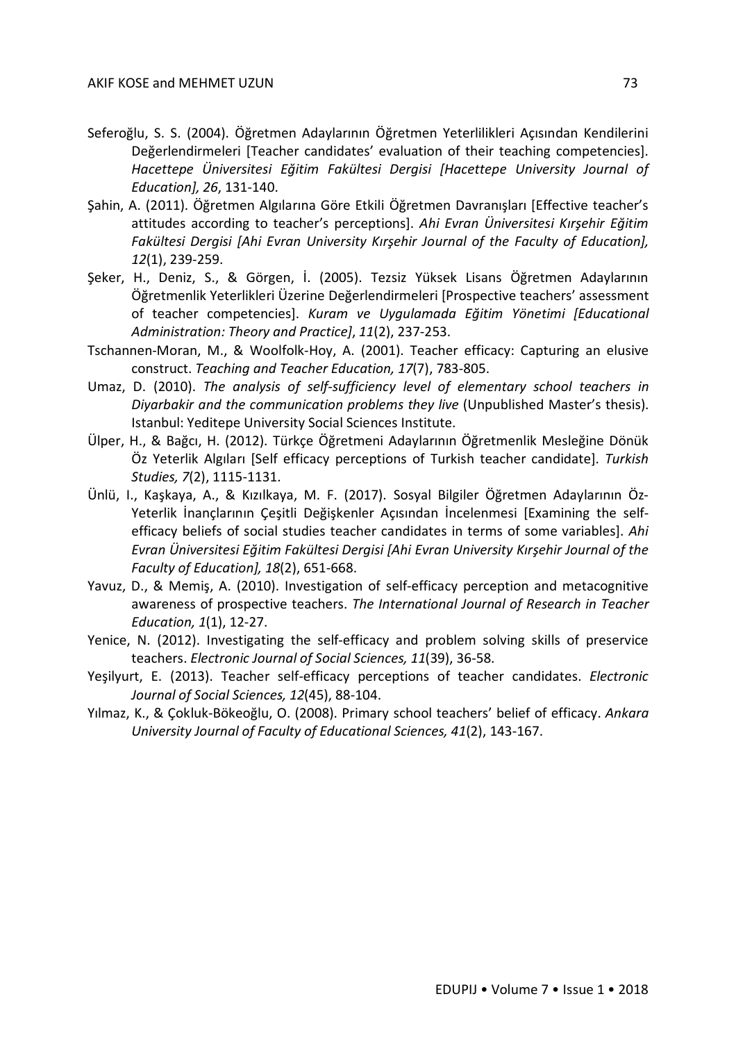Seferoğlu, S. S. (2004). Öğretmen Adaylarının Öğretmen Yeterlilikleri Açısından Kendilerini Değerlendirmeleri [Teacher candidates' evaluation of their teaching competencies]. *Hacettepe Üniversitesi Eğitim Fakültesi Dergisi [Hacettepe University Journal of Education], 26*, 131-140.

Şahin, A. (2011). Öğretmen Algılarına Göre Etkili Öğretmen Davranışları [Effective teacher's attitudes according to teacher's perceptions]. *Ahi Evran Üniversitesi Kırşehir Eğitim Fakültesi Dergisi [Ahi Evran University Kırşehir Journal of the Faculty of Education], 12*(1), 239-259.

Şeker, H., Deniz, S., & Görgen, İ. (2005). Tezsiz Yüksek Lisans Öğretmen Adaylarının Öğretmenlik Yeterlikleri Üzerine Değerlendirmeleri [Prospective teachers' assessment of teacher competencies]. *Kuram ve Uygulamada Eğitim Yönetimi [Educational Administration: Theory and Practice]*, *11*(2), 237-253.

Tschannen-Moran, M., & Woolfolk-Hoy, A. (2001). Teacher efficacy: Capturing an elusive construct. *Teaching and Teacher Education, 17*(7), 783-805.

Umaz, D. (2010). *The analysis of self-sufficiency level of elementary school teachers in Diyarbakir and the communication problems they live* (Unpublished Master's thesis). Istanbul: Yeditepe University Social Sciences Institute.

Ülper, H., & Bağcı, H. (2012). Türkçe Öğretmeni Adaylarının Öğretmenlik Mesleğine Dönük Öz Yeterlik Algıları [Self efficacy perceptions of Turkish teacher candidate]. *Turkish Studies, 7*(2), 1115-1131.

Ünlü, I., Kaşkaya, A., & Kızılkaya, M. F. (2017). Sosyal Bilgiler Öğretmen Adaylarının Öz-Yeterlik İnançlarının Çeşitli Değişkenler Açısından İncelenmesi [Examining the self-efficacy beliefs of social studies teacher candidates in terms of some variables]. *Ahi Evran Üniversitesi Eğitim Fakültesi Dergisi [Ahi Evran University Kırşehir Journal of the Faculty of Education], 18*(2), 651-668.

Yavuz, D., & Memiş, A. (2010). Investigation of self-efficacy perception and metacognitive awareness of prospective teachers. *The International Journal of Research in Teacher Education, 1*(1), 12-27.

Yenice, N. (2012). Investigating the self-efficacy and problem solving skills of preservice teachers. *Electronic Journal of Social Sciences, 11*(39), 36-58.

Yeşilyurt, E. (2013). Teacher self-efficacy perceptions of teacher candidates. *Electronic Journal of Social Sciences, 12*(45), 88-104.

Yılmaz, K., & Çokluk-Bökeoğlu, O. (2008). Primary school teachers' belief of efficacy. *Ankara University Journal of Faculty of Educational Sciences, 41*(2), 143-167.